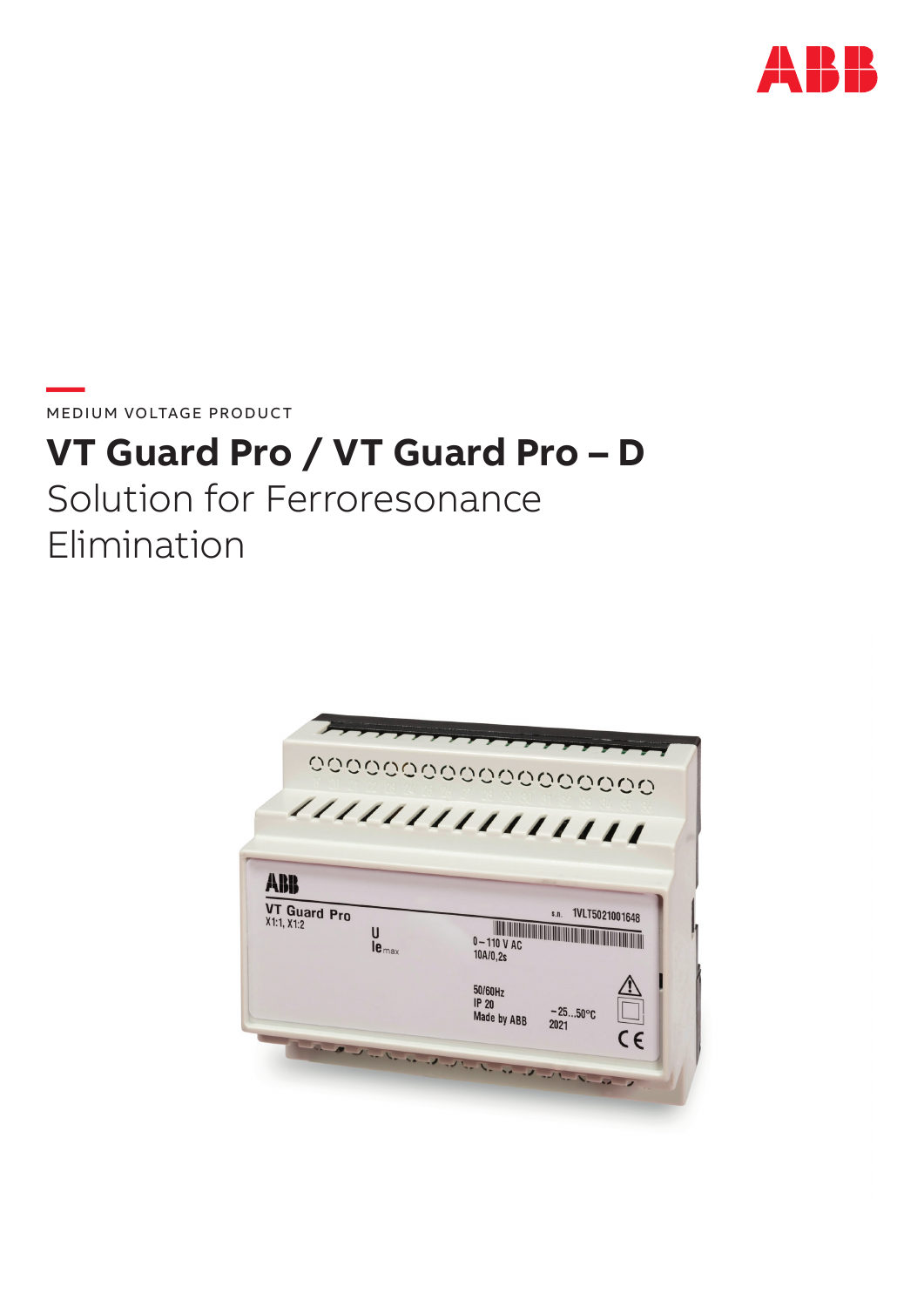MEDIUM VOLTAGE PRODUCT

# VT Guard Pro / VT Guard Pro – D

Solution for Ferroresonance Elimination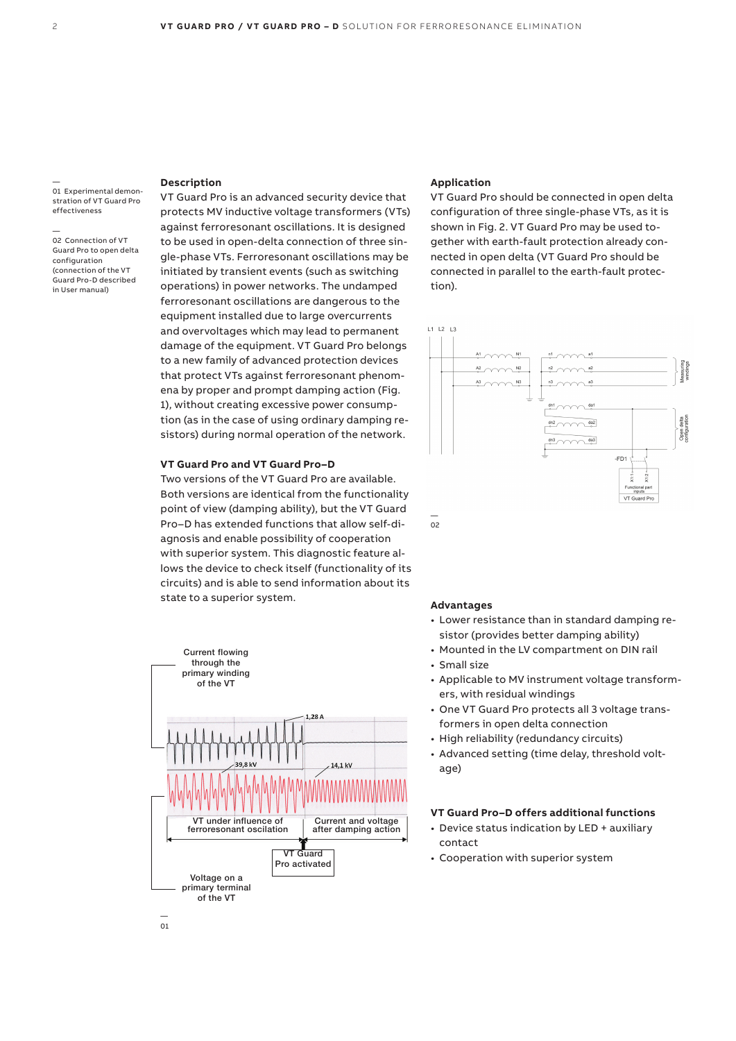01 Experimental demonstration of VT Guard Pro effectiveness

02 Connection of VT Guard Pro to open delta configuration (connection of the VT Guard Pro-D described in User manual)

## Description

VT Guard Pro is an advanced security device that protects MV inductive voltage transformers (VTs) against ferroresonant oscillations. It is designed to be used in open-delta connection of three single-phase VTs. Ferroresonant oscillations may be initiated by transient events (such as switching operations) in power networks. The undamped ferroresonant oscillations are dangerous to the equipment installed due to large overcurrents and overvoltages which may lead to permanent damage of the equipment. VT Guard Pro belongs to a new family of advanced protection devices that protect VTs against ferroresonant phenomena by proper and prompt damping action (Fig. 1), without creating excessive power consumption (as in the case of using ordinary damping resistors) during normal operation of the network.

### VT Guard Pro and VT Guard Pro–D

Two versions of the VT Guard Pro are available. Both versions are identical from the functionality point of view (damping ability), but the VT Guard Pro–D has extended functions that allow self-diagnosis and enable possibility of cooperation with superior system. This diagnostic feature allows the device to check itself (functionality of its circuits) and is able to send information about its state to a superior system.

Current flowing through the primary winding of the VT

1,28 A

39,8 kV

14,1 kV

VT under influence of ferroresonant oscilation

Current and voltage after damping action

VT Guard Pro activated

Voltage on a primary terminal of the VT

01

## Application

VT Guard Pro should be connected in open delta configuration of three single-phase VTs, as it is shown in Fig. 2. VT Guard Pro may be used together with earth-fault protection already connected in open delta (VT Guard Pro should be connected in parallel to the earth-fault protection).

L1 L2 L3

A1 N1 a1 n1

A2 N2 a2 n2

A3 N3 a3 n3

Measuring windings

dn1 da1

dn2 da2

dn3 da3

Open delta configuration

-FD1

X1:1 X1:2

Functional part inputs

VT Guard Pro

02

## Advantages

- Lower resistance than in standard damping resistor (provides better damping ability)
- Mounted in the LV compartment on DIN rail
- Small size
- Applicable to MV instrument voltage transformers, with residual windings
- One VT Guard Pro protects all 3 voltage transformers in open delta connection
- High reliability (redundancy circuits)
- Advanced setting (time delay, threshold voltage)

### VT Guard Pro–D offers additional functions

- Device status indication by LED + auxiliary contact
- Cooperation with superior system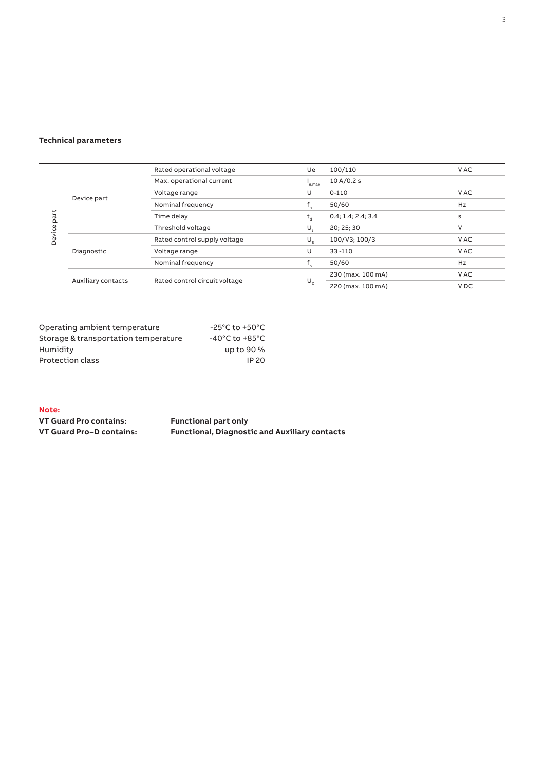**Technical parameters**

| | | | | | |
|---|---|---|---|---|---|
| Device part | Device part | Rated operational voltage | Ue | 100/110 | V AC |
| | | Max. operational current | $I_{e,max}$ | 10 A/0.2 s | |
| | | Voltage range | U | 0-110 | V AC |
| | | Nominal frequency | $f_n$ | 50/60 | Hz |
| | | Time delay | $t_d$ | 0.4; 1.4; 2.4; 3.4 | s |
| | | Threshold voltage | $U_t$ | 20; 25; 30 | V |
| | Diagnostic | Rated control supply voltage | $U_s$ | 100/V3; 100/3 | V AC |
| | | Voltage range | U | 33 -110 | V AC |
| | | Nominal frequency | $f_n$ | 50/60 | Hz |
| | Auxiliary contacts | Rated control circuit voltage | $U_c$ | 230 (max. 100 mA) | V AC |
| | | | | 220 (max. 100 mA) | V DC |

| | |
|---|---|
| Operating ambient temperature | -25°C to +50°C |
| Storage & transportation temperature | -40°C to +85°C |
| Humidity | up to 90 % |
| Protection class | IP 20 |

**Note:**

| | |
|---|---|
| **VT Guard Pro contains:** | **Functional part only** |
| **VT Guard Pro–D contains:** | **Functional, Diagnostic and Auxiliary contacts** |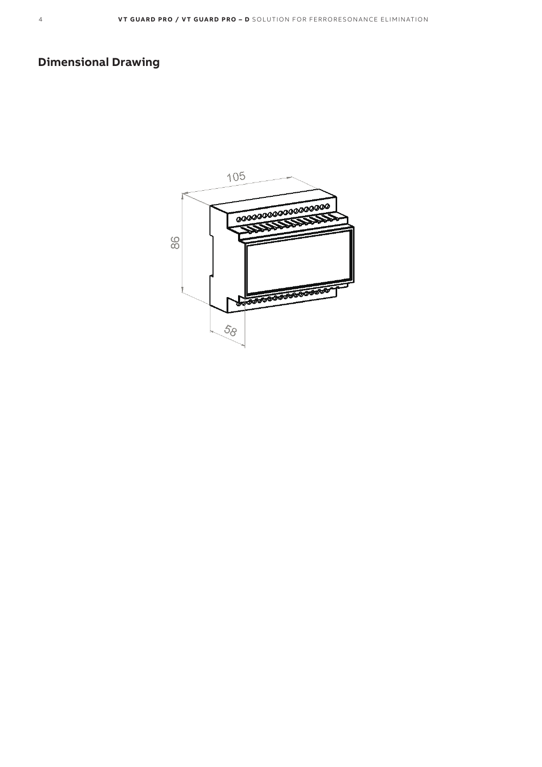## Dimensional Drawing

105

86

58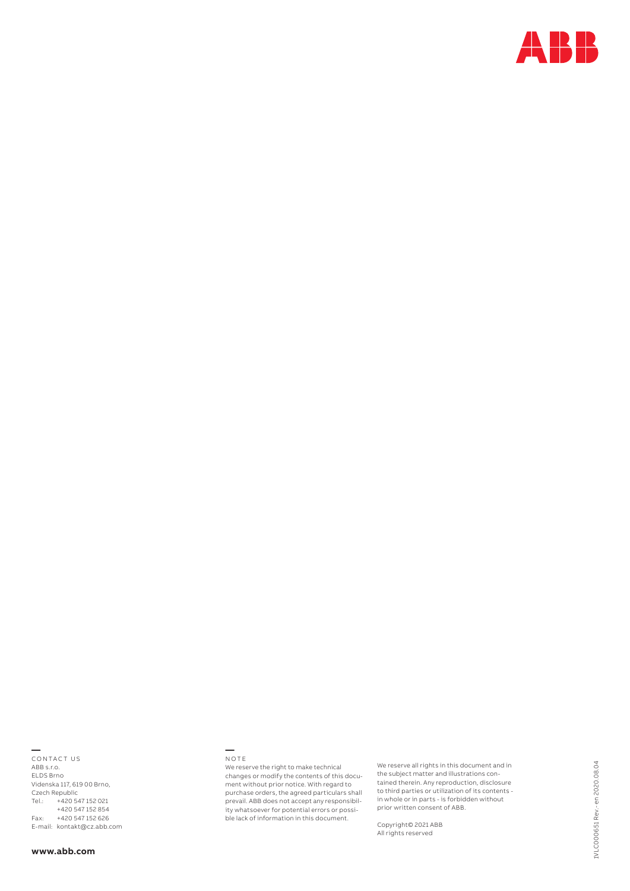## CONTACT US

ABB s.r.o.
ELDS Brno
Videnska 117, 619 00 Brno,
Czech Republic
Tel.: +420 547 152 021
+420 547 152 854
Fax: +420 547 152 626
E-mail: kontakt@cz.abb.com

**www.abb.com**

## NOTE

We reserve the right to make technical changes or modify the contents of this document without prior notice. With regard to purchase orders, the agreed particulars shall prevail. ABB does not accept any responsibility whatsoever for potential errors or possible lack of information in this document.

We reserve all rights in this document and in the subject matter and illustrations contained therein. Any reproduction, disclosure to third parties or utilization of its contents - in whole or in parts - is forbidden without prior written consent of ABB.

Copyright© 2021 ABB
All rights reserved

1VLC000651 Rev.- en 2020.08.04